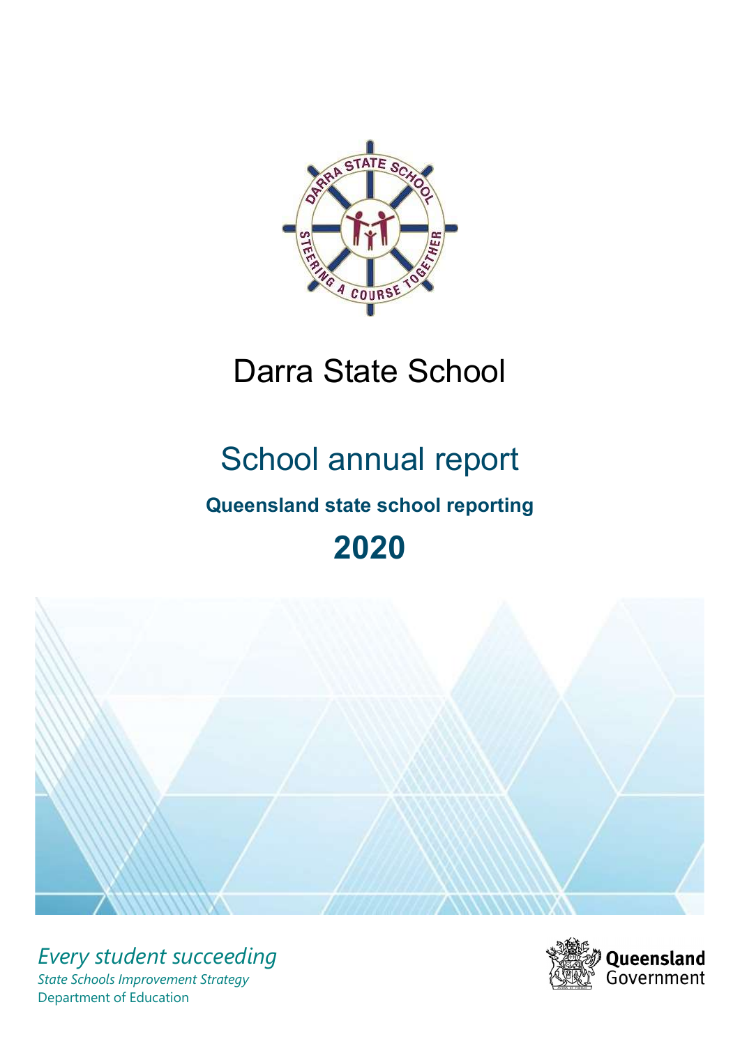# Darra State School

## School annual report

**Queensland state school reporting**

## 2020

*Every student succeeding*

*State Schools Improvement Strategy*

Department of Education

Queensland Government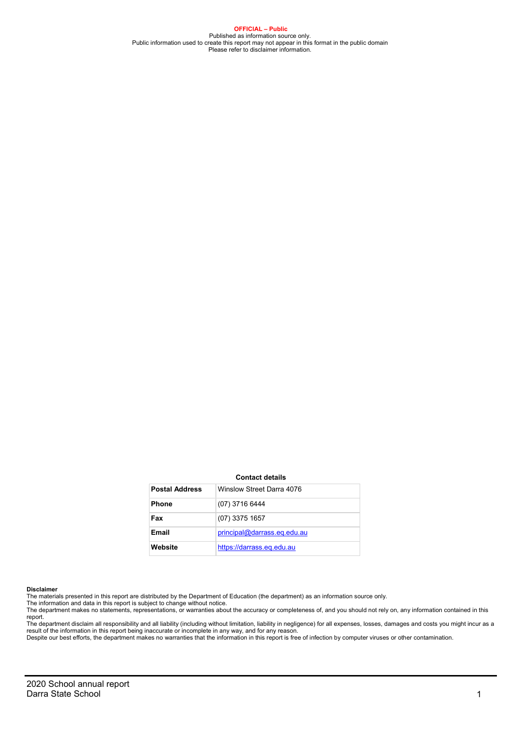**OFFICIAL – Public**
Published as information source only.
Public information used to create this report may not appear in this format in the public domain
Please refer to disclaimer information.

**Contact details**

| | |
|---|---|
| **Postal Address** | Winslow Street Darra 4076 |
| **Phone** | (07) 3716 6444 |
| **Fax** | (07) 3375 1657 |
| **Email** | principal@darrass.eq.edu.au |
| **Website** | https://darrass.eq.edu.au |

**Disclaimer**
The materials presented in this report are distributed by the Department of Education (the department) as an information source only.
The information and data in this report is subject to change without notice.
The department makes no statements, representations, or warranties about the accuracy or completeness of, and you should not rely on, any information contained in this report.
The department disclaim all responsibility and all liability (including without limitation, liability in negligence) for all expenses, losses, damages and costs you might incur as a result of the information in this report being inaccurate or incomplete in any way, and for any reason.
Despite our best efforts, the department makes no warranties that the information in this report is free of infection by computer viruses or other contamination.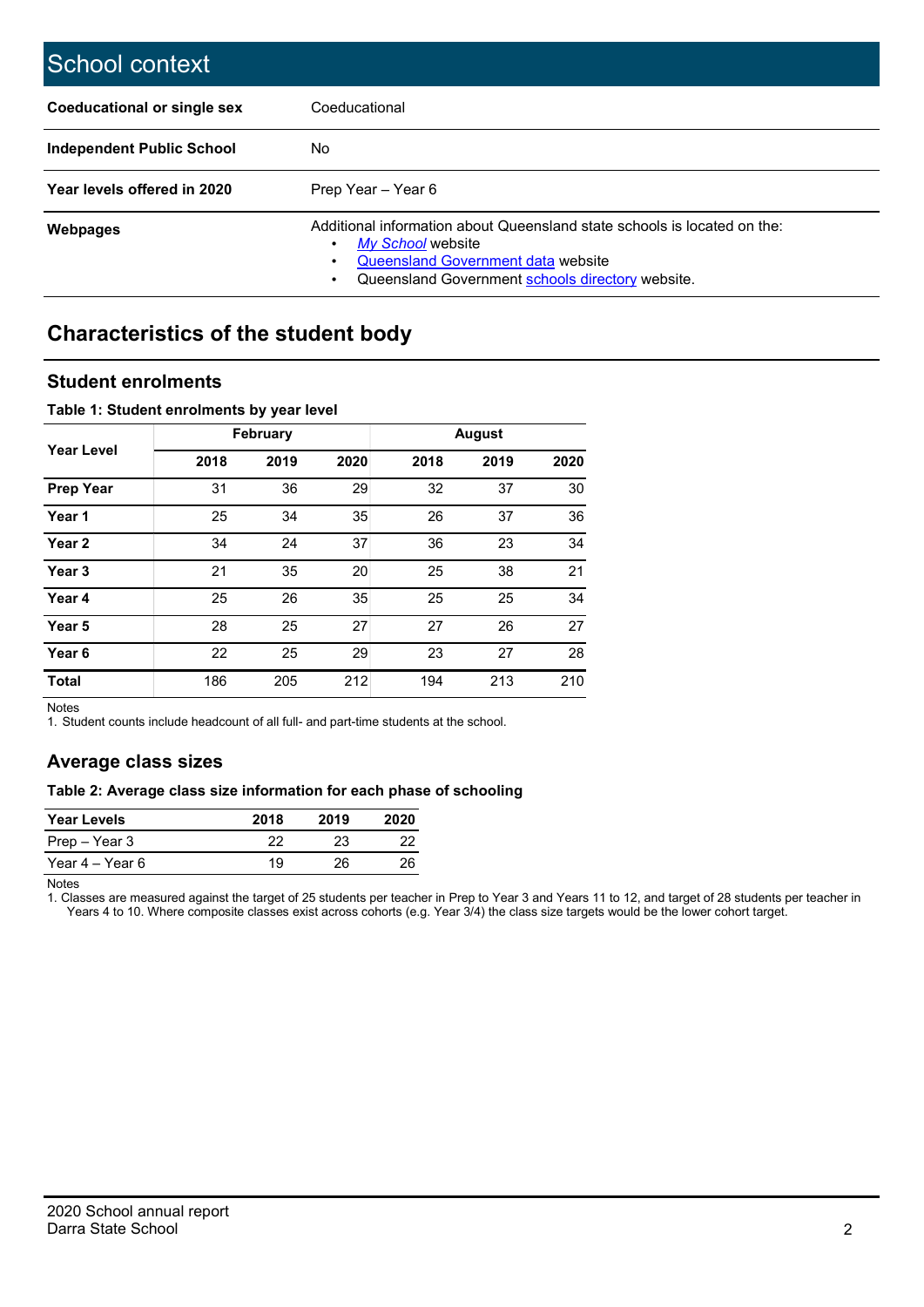# School context

| | |
|---|---|
| **Coeducational or single sex** | Coeducational |
| **Independent Public School** | No |
| **Year levels offered in 2020** | Prep Year – Year 6 |
| **Webpages** | Additional information about Queensland state schools is located on the: <br>• *My School* website <br>• Queensland Government data website <br>• Queensland Government schools directory website. |

## Characteristics of the student body

### Student enrolments

**Table 1: Student enrolments by year level**

| Year Level | February | | | August | | |
|---|---|---|---|---|---|---|
| | **2018** | **2019** | **2020** | **2018** | **2019** | **2020** |
| **Prep Year** | 31 | 36 | 29 | 32 | 37 | 30 |
| **Year 1** | 25 | 34 | 35 | 26 | 37 | 36 |
| **Year 2** | 34 | 24 | 37 | 36 | 23 | 34 |
| **Year 3** | 21 | 35 | 20 | 25 | 38 | 21 |
| **Year 4** | 25 | 26 | 35 | 25 | 25 | 34 |
| **Year 5** | 28 | 25 | 27 | 27 | 26 | 27 |
| **Year 6** | 22 | 25 | 29 | 23 | 27 | 28 |
| **Total** | 186 | 205 | 212 | 194 | 213 | 210 |

Notes

1. Student counts include headcount of all full- and part-time students at the school.

### Average class sizes

**Table 2: Average class size information for each phase of schooling**

| Year Levels | 2018 | 2019 | 2020 |
|---|---|---|---|
| Prep – Year 3 | 22 | 23 | 22 |
| Year 4 – Year 6 | 19 | 26 | 26 |

Notes

1. Classes are measured against the target of 25 students per teacher in Prep to Year 3 and Years 11 to 12, and target of 28 students per teacher in Years 4 to 10. Where composite classes exist across cohorts (e.g. Year 3/4) the class size targets would be the lower cohort target.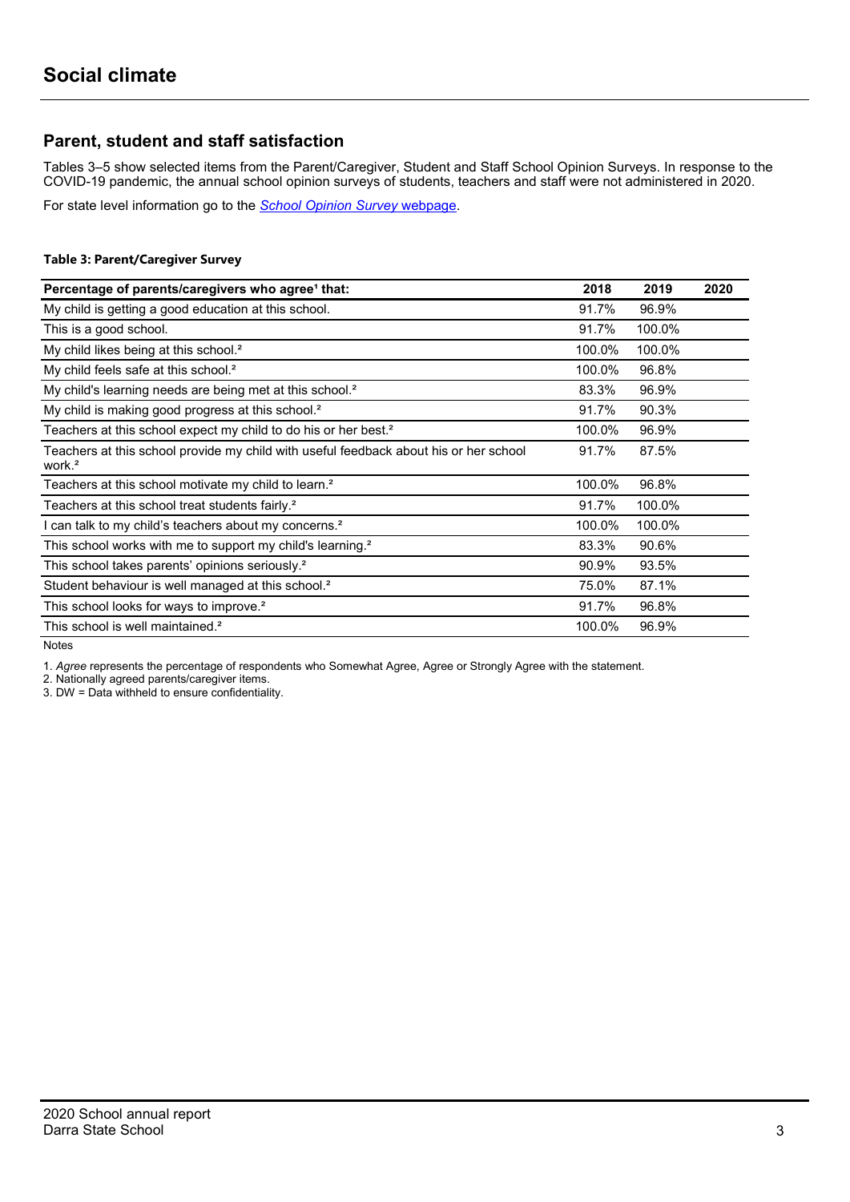# Social climate

## Parent, student and staff satisfaction

Tables 3–5 show selected items from the Parent/Caregiver, Student and Staff School Opinion Surveys. In response to the COVID-19 pandemic, the annual school opinion surveys of students, teachers and staff were not administered in 2020.

For state level information go to the *School Opinion Survey* webpage.

**Table 3: Parent/Caregiver Survey**

| Percentage of parents/caregivers who agree[1] that: | 2018 | 2019 | 2020 |
|---|---|---|---|
| My child is getting a good education at this school. | 91.7% | 96.9% | |
| This is a good school. | 91.7% | 100.0% | |
| My child likes being at this school.[2] | 100.0% | 100.0% | |
| My child feels safe at this school.[2] | 100.0% | 96.8% | |
| My child's learning needs are being met at this school.[2] | 83.3% | 96.9% | |
| My child is making good progress at this school.[2] | 91.7% | 90.3% | |
| Teachers at this school expect my child to do his or her best.[2] | 100.0% | 96.9% | |
| Teachers at this school provide my child with useful feedback about his or her school work.[2] | 91.7% | 87.5% | |
| Teachers at this school motivate my child to learn.[2] | 100.0% | 96.8% | |
| Teachers at this school treat students fairly.[2] | 91.7% | 100.0% | |
| I can talk to my child's teachers about my concerns.[2] | 100.0% | 100.0% | |
| This school works with me to support my child's learning.[2] | 83.3% | 90.6% | |
| This school takes parents' opinions seriously.[2] | 90.9% | 93.5% | |
| Student behaviour is well managed at this school.[2] | 75.0% | 87.1% | |
| This school looks for ways to improve.[2] | 91.7% | 96.8% | |
| This school is well maintained.[2] | 100.0% | 96.9% | |

Notes

1. *Agree* represents the percentage of respondents who Somewhat Agree, Agree or Strongly Agree with the statement.
2. Nationally agreed parents/caregiver items.
3. DW = Data withheld to ensure confidentiality.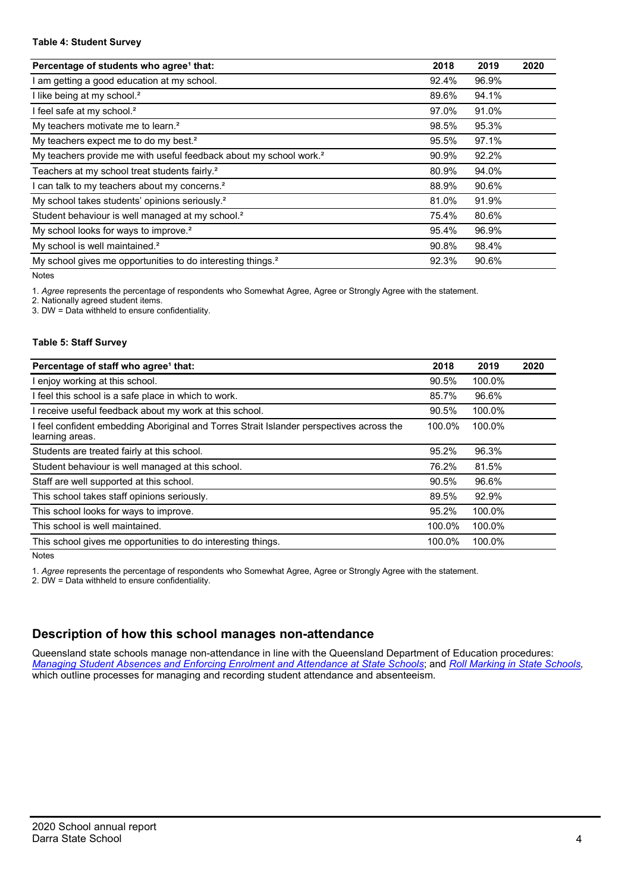**Table 4: Student Survey**

| Percentage of students who agree[1] that: | 2018 | 2019 | 2020 |
|---|---|---|---|
| I am getting a good education at my school. | 92.4% | 96.9% | |
| I like being at my school.[2] | 89.6% | 94.1% | |
| I feel safe at my school.[2] | 97.0% | 91.0% | |
| My teachers motivate me to learn.[2] | 98.5% | 95.3% | |
| My teachers expect me to do my best.[2] | 95.5% | 97.1% | |
| My teachers provide me with useful feedback about my school work.[2] | 90.9% | 92.2% | |
| Teachers at my school treat students fairly.[2] | 80.9% | 94.0% | |
| I can talk to my teachers about my concerns.[2] | 88.9% | 90.6% | |
| My school takes students' opinions seriously.[2] | 81.0% | 91.9% | |
| Student behaviour is well managed at my school.[2] | 75.4% | 80.6% | |
| My school looks for ways to improve.[2] | 95.4% | 96.9% | |
| My school is well maintained.[2] | 90.8% | 98.4% | |
| My school gives me opportunities to do interesting things.[2] | 92.3% | 90.6% | |

Notes

1. *Agree* represents the percentage of respondents who Somewhat Agree, Agree or Strongly Agree with the statement.
2. Nationally agreed student items.
3. DW = Data withheld to ensure confidentiality.

**Table 5: Staff Survey**

| Percentage of staff who agree[1] that: | 2018 | 2019 | 2020 |
|---|---|---|---|
| I enjoy working at this school. | 90.5% | 100.0% | |
| I feel this school is a safe place in which to work. | 85.7% | 96.6% | |
| I receive useful feedback about my work at this school. | 90.5% | 100.0% | |
| I feel confident embedding Aboriginal and Torres Strait Islander perspectives across the learning areas. | 100.0% | 100.0% | |
| Students are treated fairly at this school. | 95.2% | 96.3% | |
| Student behaviour is well managed at this school. | 76.2% | 81.5% | |
| Staff are well supported at this school. | 90.5% | 96.6% | |
| This school takes staff opinions seriously. | 89.5% | 92.9% | |
| This school looks for ways to improve. | 95.2% | 100.0% | |
| This school is well maintained. | 100.0% | 100.0% | |
| This school gives me opportunities to do interesting things. | 100.0% | 100.0% | |

Notes

1. *Agree* represents the percentage of respondents who Somewhat Agree, Agree or Strongly Agree with the statement.
2. DW = Data withheld to ensure confidentiality.

## Description of how this school manages non-attendance

Queensland state schools manage non-attendance in line with the Queensland Department of Education procedures: *Managing Student Absences and Enforcing Enrolment and Attendance at State Schools*; and *Roll Marking in State Schools*, which outline processes for managing and recording student attendance and absenteeism.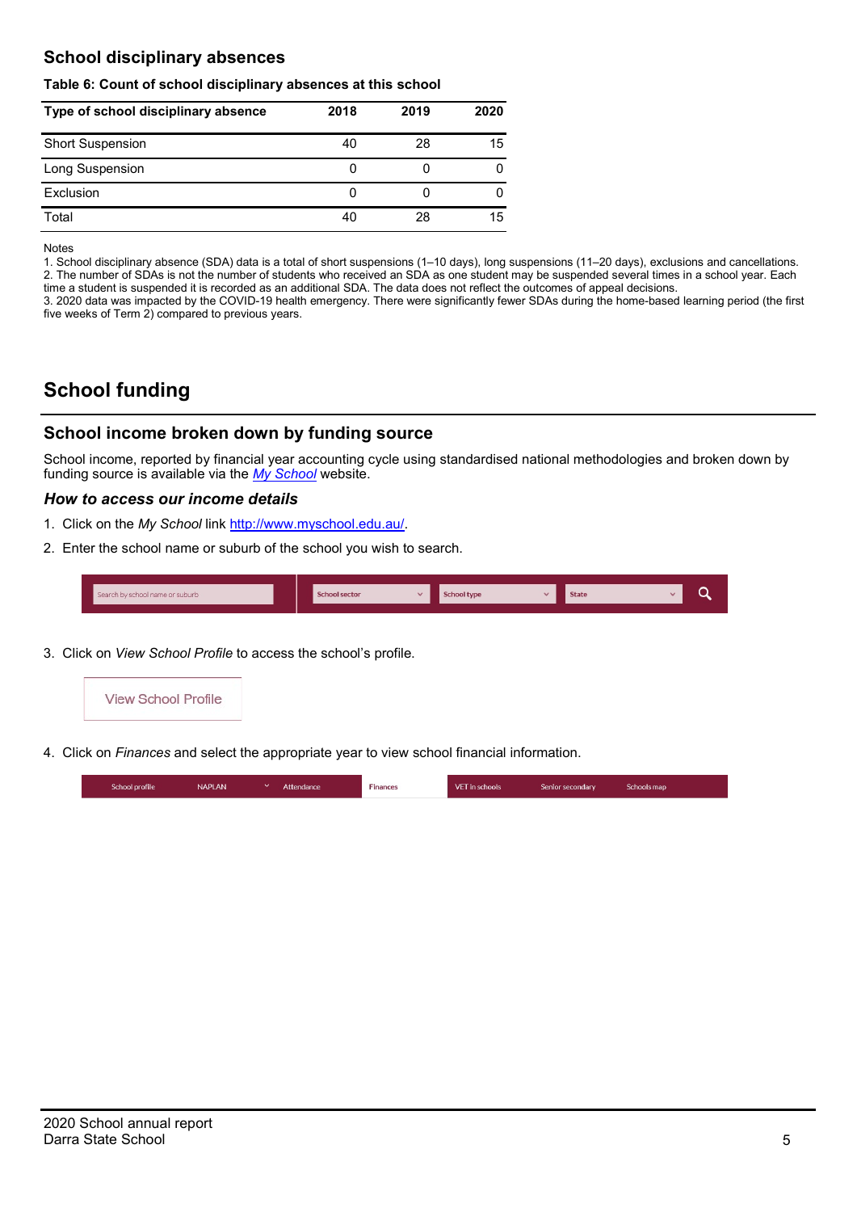## School disciplinary absences

**Table 6: Count of school disciplinary absences at this school**

| Type of school disciplinary absence | 2018 | 2019 | 2020 |
|---|---|---|---|
| Short Suspension | 40 | 28 | 15 |
| Long Suspension | 0 | 0 | 0 |
| Exclusion | 0 | 0 | 0 |
| Total | 40 | 28 | 15 |

Notes

1. School disciplinary absence (SDA) data is a total of short suspensions (1–10 days), long suspensions (11–20 days), exclusions and cancellations.
2. The number of SDAs is not the number of students who received an SDA as one student may be suspended several times in a school year. Each time a student is suspended it is recorded as an additional SDA. The data does not reflect the outcomes of appeal decisions.
3. 2020 data was impacted by the COVID-19 health emergency. There were significantly fewer SDAs during the home-based learning period (the first five weeks of Term 2) compared to previous years.

# School funding

## School income broken down by funding source

School income, reported by financial year accounting cycle using standardised national methodologies and broken down by funding source is available via the *My School* website.

### *How to access our income details*

1. Click on the *My School* link http://www.myschool.edu.au/.
2. Enter the school name or suburb of the school you wish to search.

Search by school name or suburb | School sector | School type | State

3. Click on *View School Profile* to access the school's profile.

View School Profile

4. Click on *Finances* and select the appropriate year to view school financial information.

School profile | NAPLAN | Attendance | Finances | VET in schools | Senior secondary | Schools map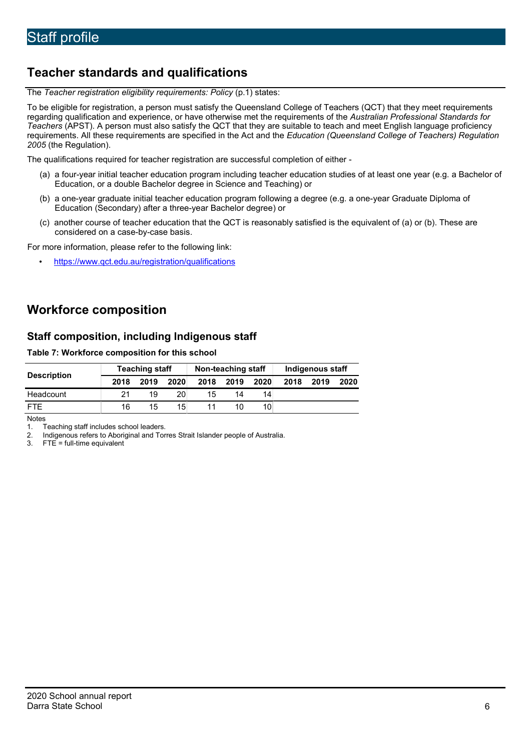# Staff profile

## Teacher standards and qualifications

The *Teacher registration eligibility requirements: Policy* (p.1) states:

To be eligible for registration, a person must satisfy the Queensland College of Teachers (QCT) that they meet requirements regarding qualification and experience, or have otherwise met the requirements of the *Australian Professional Standards for Teachers* (APST). A person must also satisfy the QCT that they are suitable to teach and meet English language proficiency requirements. All these requirements are specified in the Act and the *Education (Queensland College of Teachers) Regulation 2005* (the Regulation).

The qualifications required for teacher registration are successful completion of either -

(a) a four-year initial teacher education program including teacher education studies of at least one year (e.g. a Bachelor of Education, or a double Bachelor degree in Science and Teaching) or

(b) a one-year graduate initial teacher education program following a degree (e.g. a one-year Graduate Diploma of Education (Secondary) after a three-year Bachelor degree) or

(c) another course of teacher education that the QCT is reasonably satisfied is the equivalent of (a) or (b). These are considered on a case-by-case basis.

For more information, please refer to the following link:

- https://www.qct.edu.au/registration/qualifications

## Workforce composition

### Staff composition, including Indigenous staff

**Table 7: Workforce composition for this school**

| Description | Teaching staff | | | Non-teaching staff | | | Indigenous staff | | |
|---|---|---|---|---|---|---|---|---|---|
| | 2018 | 2019 | 2020 | 2018 | 2019 | 2020 | 2018 | 2019 | 2020 |
| Headcount | 21 | 19 | 20 | 15 | 14 | 14 | | | |
| FTE | 16 | 15 | 15 | 11 | 10 | 10 | | | |

Notes

1. Teaching staff includes school leaders.
2. Indigenous refers to Aboriginal and Torres Strait Islander people of Australia.
3. FTE = full-time equivalent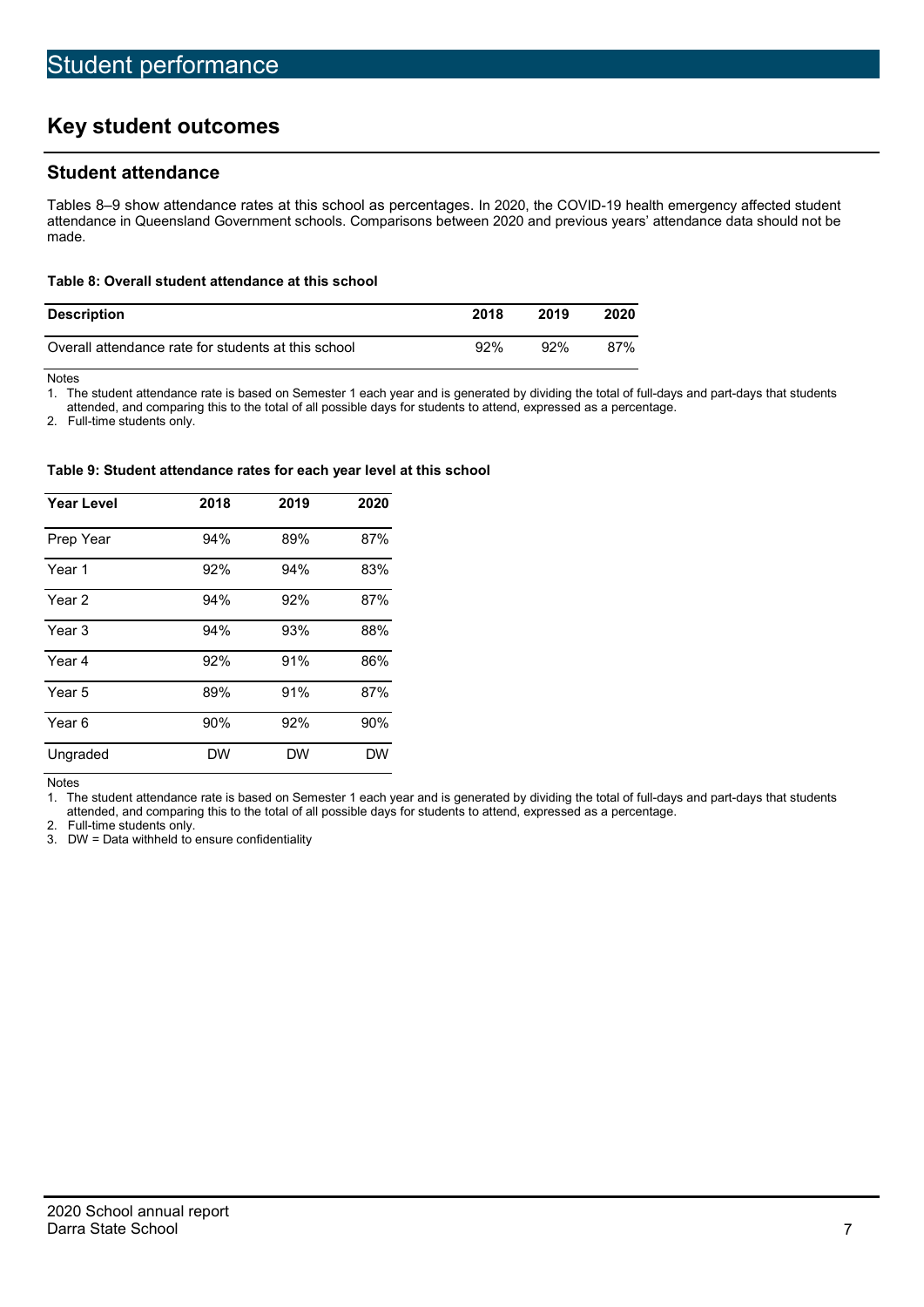# Student performance

## Key student outcomes

### Student attendance

Tables 8–9 show attendance rates at this school as percentages. In 2020, the COVID-19 health emergency affected student attendance in Queensland Government schools. Comparisons between 2020 and previous years' attendance data should not be made.

**Table 8: Overall student attendance at this school**

| Description | 2018 | 2019 | 2020 |
|---|---|---|---|
| Overall attendance rate for students at this school | 92% | 92% | 87% |

Notes

1. The student attendance rate is based on Semester 1 each year and is generated by dividing the total of full-days and part-days that students attended, and comparing this to the total of all possible days for students to attend, expressed as a percentage.
2. Full-time students only.

**Table 9: Student attendance rates for each year level at this school**

| Year Level | 2018 | 2019 | 2020 |
|---|---|---|---|
| Prep Year | 94% | 89% | 87% |
| Year 1 | 92% | 94% | 83% |
| Year 2 | 94% | 92% | 87% |
| Year 3 | 94% | 93% | 88% |
| Year 4 | 92% | 91% | 86% |
| Year 5 | 89% | 91% | 87% |
| Year 6 | 90% | 92% | 90% |
| Ungraded | DW | DW | DW |

Notes

1. The student attendance rate is based on Semester 1 each year and is generated by dividing the total of full-days and part-days that students attended, and comparing this to the total of all possible days for students to attend, expressed as a percentage.
2. Full-time students only.
3. DW = Data withheld to ensure confidentiality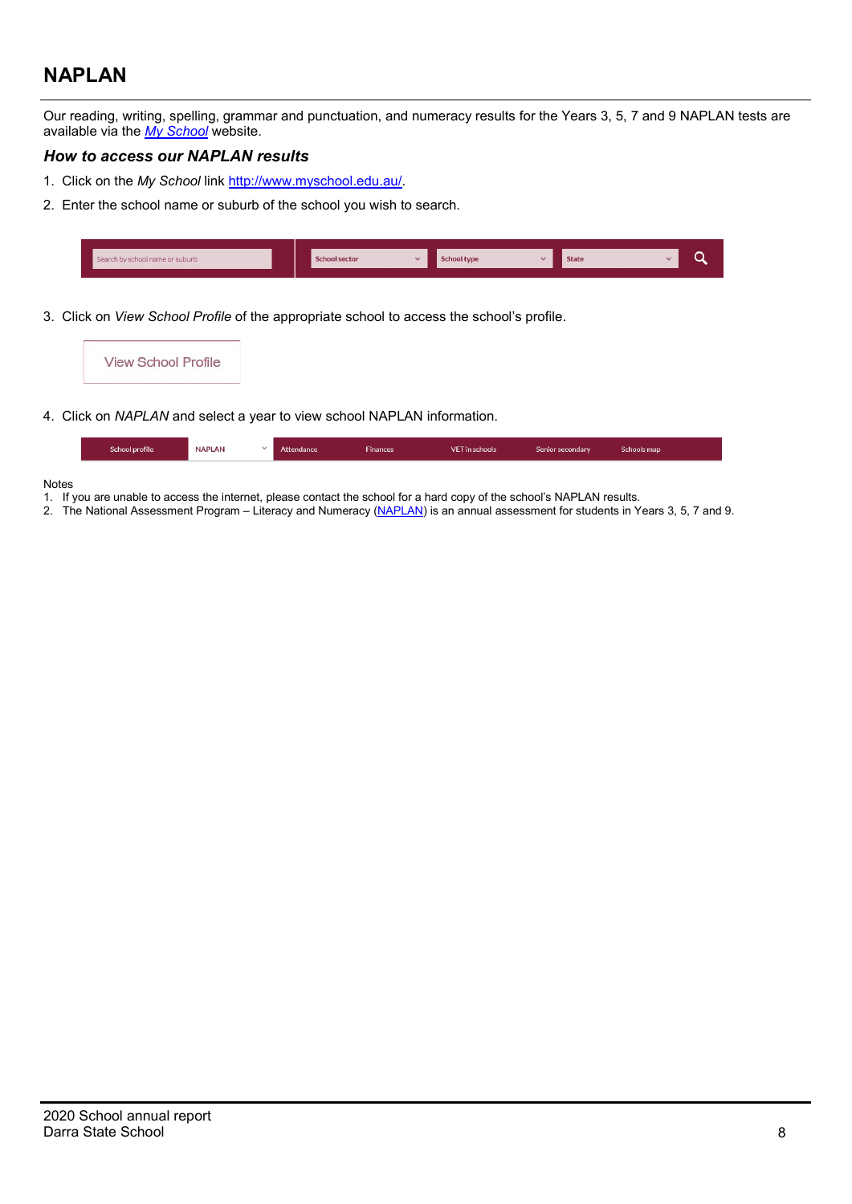## NAPLAN

Our reading, writing, spelling, grammar and punctuation, and numeracy results for the Years 3, 5, 7 and 9 NAPLAN tests are available via the [*My School*](http://www.myschool.edu.au/) website.

### *How to access our NAPLAN results*

1. Click on the *My School* link [http://www.myschool.edu.au/](http://www.myschool.edu.au/).
2. Enter the school name or suburb of the school you wish to search.

Search by school name or suburb | School sector | School type | State

3. Click on *View School Profile* of the appropriate school to access the school's profile.

View School Profile

4. Click on *NAPLAN* and select a year to view school NAPLAN information.

School profile | NAPLAN | Attendance | Finances | VET in schools | Senior secondary | Schools map

Notes

1. If you are unable to access the internet, please contact the school for a hard copy of the school's NAPLAN results.
2. The National Assessment Program – Literacy and Numeracy (NAPLAN) is an annual assessment for students in Years 3, 5, 7 and 9.